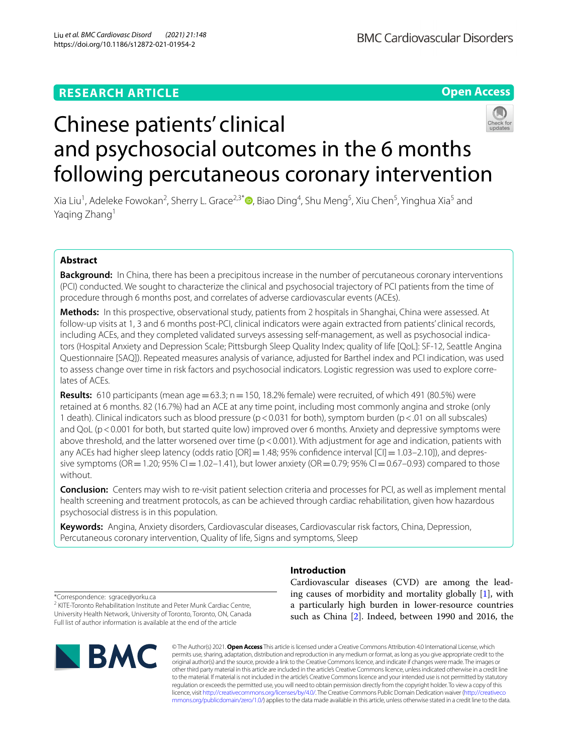RESEARCH ARTICLE

Open Access

# Chinese patients' clinical and psychosocial outcomes in the 6 months following percutaneous coronary intervention

Xia Liu[1], Adeleke Fowokan[2], Sherry L. Grace[2,3*], Biao Ding[4], Shu Meng[5], Xiu Chen[5], Yinghua Xia[5] and Yaqing Zhang[1]

## Abstract

**Background:** In China, there has been a precipitous increase in the number of percutaneous coronary interventions (PCI) conducted. We sought to characterize the clinical and psychosocial trajectory of PCI patients from the time of procedure through 6 months post, and correlates of adverse cardiovascular events (ACEs).

**Methods:** In this prospective, observational study, patients from 2 hospitals in Shanghai, China were assessed. At follow-up visits at 1, 3 and 6 months post-PCI, clinical indicators were again extracted from patients' clinical records, including ACEs, and they completed validated surveys assessing self-management, as well as psychosocial indicators (Hospital Anxiety and Depression Scale; Pittsburgh Sleep Quality Index; quality of life [QoL]: SF-12, Seattle Angina Questionnaire [SAQ]). Repeated measures analysis of variance, adjusted for Barthel index and PCI indication, was used to assess change over time in risk factors and psychosocial indicators. Logistic regression was used to explore correlates of ACEs.

**Results:** 610 participants (mean age = 63.3; n = 150, 18.2% female) were recruited, of which 491 (80.5%) were retained at 6 months. 82 (16.7%) had an ACE at any time point, including most commonly angina and stroke (only 1 death). Clinical indicators such as blood pressure ($p < 0.031$ for both), symptom burden ($p < .01$ on all subscales) and QoL ($p < 0.001$ for both, but started quite low) improved over 6 months. Anxiety and depressive symptoms were above threshold, and the latter worsened over time ($p < 0.001$). With adjustment for age and indication, patients with any ACEs had higher sleep latency (odds ratio [OR] = 1.48; 95% confidence interval [CI] = 1.03–2.10]), and depressive symptoms (OR = 1.20; 95% CI = 1.02–1.41), but lower anxiety (OR = 0.79; 95% CI = 0.67–0.93) compared to those without.

**Conclusion:** Centers may wish to re-visit patient selection criteria and processes for PCI, as well as implement mental health screening and treatment protocols, as can be achieved through cardiac rehabilitation, given how hazardous psychosocial distress is in this population.

**Keywords:** Angina, Anxiety disorders, Cardiovascular diseases, Cardiovascular risk factors, China, Depression, Percutaneous coronary intervention, Quality of life, Signs and symptoms, Sleep

## Introduction

Cardiovascular diseases (CVD) are among the leading causes of morbidity and mortality globally [1], with a particularly high burden in lower-resource countries such as China [2]. Indeed, between 1990 and 2016, the

*Correspondence: sgrace@yorku.ca
[2] KITE-Toronto Rehabilitation Institute and Peter Munk Cardiac Centre, University Health Network, University of Toronto, Toronto, ON, Canada
Full list of author information is available at the end of the article

© The Author(s) 2021. **Open Access** This article is licensed under a Creative Commons Attribution 4.0 International License, which permits use, sharing, adaptation, distribution and reproduction in any medium or format, as long as you give appropriate credit to the original author(s) and the source, provide a link to the Creative Commons licence, and indicate if changes were made. The images or other third party material in this article are included in the article's Creative Commons licence, unless indicated otherwise in a credit line to the material. If material is not included in the article's Creative Commons licence and your intended use is not permitted by statutory regulation or exceeds the permitted use, you will need to obtain permission directly from the copyright holder. To view a copy of this licence, visit http://creativecommons.org/licenses/by/4.0/. The Creative Commons Public Domain Dedication waiver (http://creativecommons.org/publicdomain/zero/1.0/) applies to the data made available in this article, unless otherwise stated in a credit line to the data.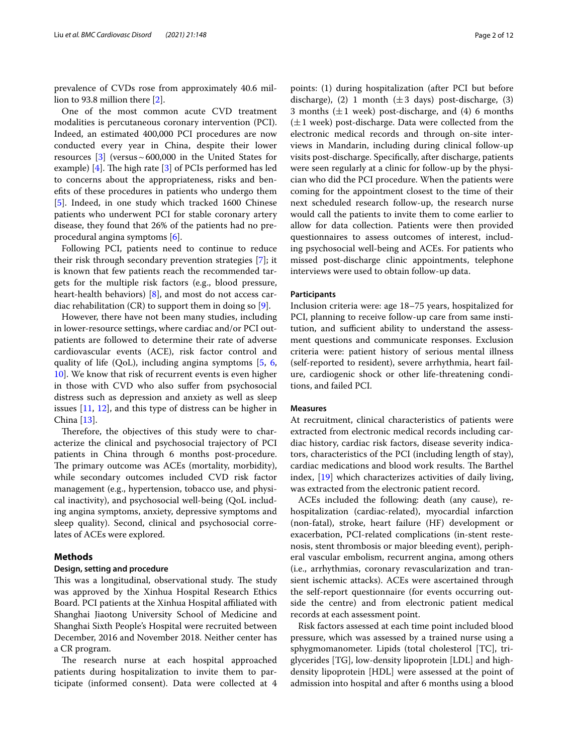prevalence of CVDs rose from approximately 40.6 million to 93.8 million there [2].

One of the most common acute CVD treatment modalities is percutaneous coronary intervention (PCI). Indeed, an estimated 400,000 PCI procedures are now conducted every year in China, despite their lower resources [3] (versus ~ 600,000 in the United States for example) [4]. The high rate [3] of PCIs performed has led to concerns about the appropriateness, risks and benefits of these procedures in patients who undergo them [5]. Indeed, in one study which tracked 1600 Chinese patients who underwent PCI for stable coronary artery disease, they found that 26% of the patients had no pre-procedural angina symptoms [6].

Following PCI, patients need to continue to reduce their risk through secondary prevention strategies [7]; it is known that few patients reach the recommended targets for the multiple risk factors (e.g., blood pressure, heart-health behaviors) [8], and most do not access cardiac rehabilitation (CR) to support them in doing so [9].

However, there have not been many studies, including in lower-resource settings, where cardiac and/or PCI outpatients are followed to determine their rate of adverse cardiovascular events (ACE), risk factor control and quality of life (QoL), including angina symptoms [5, 6, 10]. We know that risk of recurrent events is even higher in those with CVD who also suffer from psychosocial distress such as depression and anxiety as well as sleep issues [11, 12], and this type of distress can be higher in China [13].

Therefore, the objectives of this study were to characterize the clinical and psychosocial trajectory of PCI patients in China through 6 months post-procedure. The primary outcome was ACEs (mortality, morbidity), while secondary outcomes included CVD risk factor management (e.g., hypertension, tobacco use, and physical inactivity), and psychosocial well-being (QoL including angina symptoms, anxiety, depressive symptoms and sleep quality). Second, clinical and psychosocial correlates of ACEs were explored.

## Methods

### Design, setting and procedure

This was a longitudinal, observational study. The study was approved by the Xinhua Hospital Research Ethics Board. PCI patients at the Xinhua Hospital affiliated with Shanghai Jiaotong University School of Medicine and Shanghai Sixth People's Hospital were recruited between December, 2016 and November 2018. Neither center has a CR program.

The research nurse at each hospital approached patients during hospitalization to invite them to participate (informed consent). Data were collected at 4 points: (1) during hospitalization (after PCI but before discharge), (2) 1 month (± 3 days) post-discharge, (3) 3 months (± 1 week) post-discharge, and (4) 6 months (± 1 week) post-discharge. Data were collected from the electronic medical records and through on-site interviews in Mandarin, including during clinical follow-up visits post-discharge. Specifically, after discharge, patients were seen regularly at a clinic for follow-up by the physician who did the PCI procedure. When the patients were coming for the appointment closest to the time of their next scheduled research follow-up, the research nurse would call the patients to invite them to come earlier to allow for data collection. Patients were then provided questionnaires to assess outcomes of interest, including psychosocial well-being and ACEs. For patients who missed post-discharge clinic appointments, telephone interviews were used to obtain follow-up data.

### Participants

Inclusion criteria were: age 18–75 years, hospitalized for PCI, planning to receive follow-up care from same institution, and sufficient ability to understand the assessment questions and communicate responses. Exclusion criteria were: patient history of serious mental illness (self-reported to resident), severe arrhythmia, heart failure, cardiogenic shock or other life-threatening conditions, and failed PCI.

### Measures

At recruitment, clinical characteristics of patients were extracted from electronic medical records including cardiac history, cardiac risk factors, disease severity indicators, characteristics of the PCI (including length of stay), cardiac medications and blood work results. The Barthel index, [19] which characterizes activities of daily living, was extracted from the electronic patient record.

ACEs included the following: death (any cause), re-hospitalization (cardiac-related), myocardial infarction (non-fatal), stroke, heart failure (HF) development or exacerbation, PCI-related complications (in-stent restenosis, stent thrombosis or major bleeding event), peripheral vascular embolism, recurrent angina, among others (i.e., arrhythmias, coronary revascularization and transient ischemic attacks). ACEs were ascertained through the self-report questionnaire (for events occurring outside the centre) and from electronic patient medical records at each assessment point.

Risk factors assessed at each time point included blood pressure, which was assessed by a trained nurse using a sphygmomanometer. Lipids (total cholesterol [TC], triglycerides [TG], low-density lipoprotein [LDL] and high-density lipoprotein [HDL] were assessed at the point of admission into hospital and after 6 months using a blood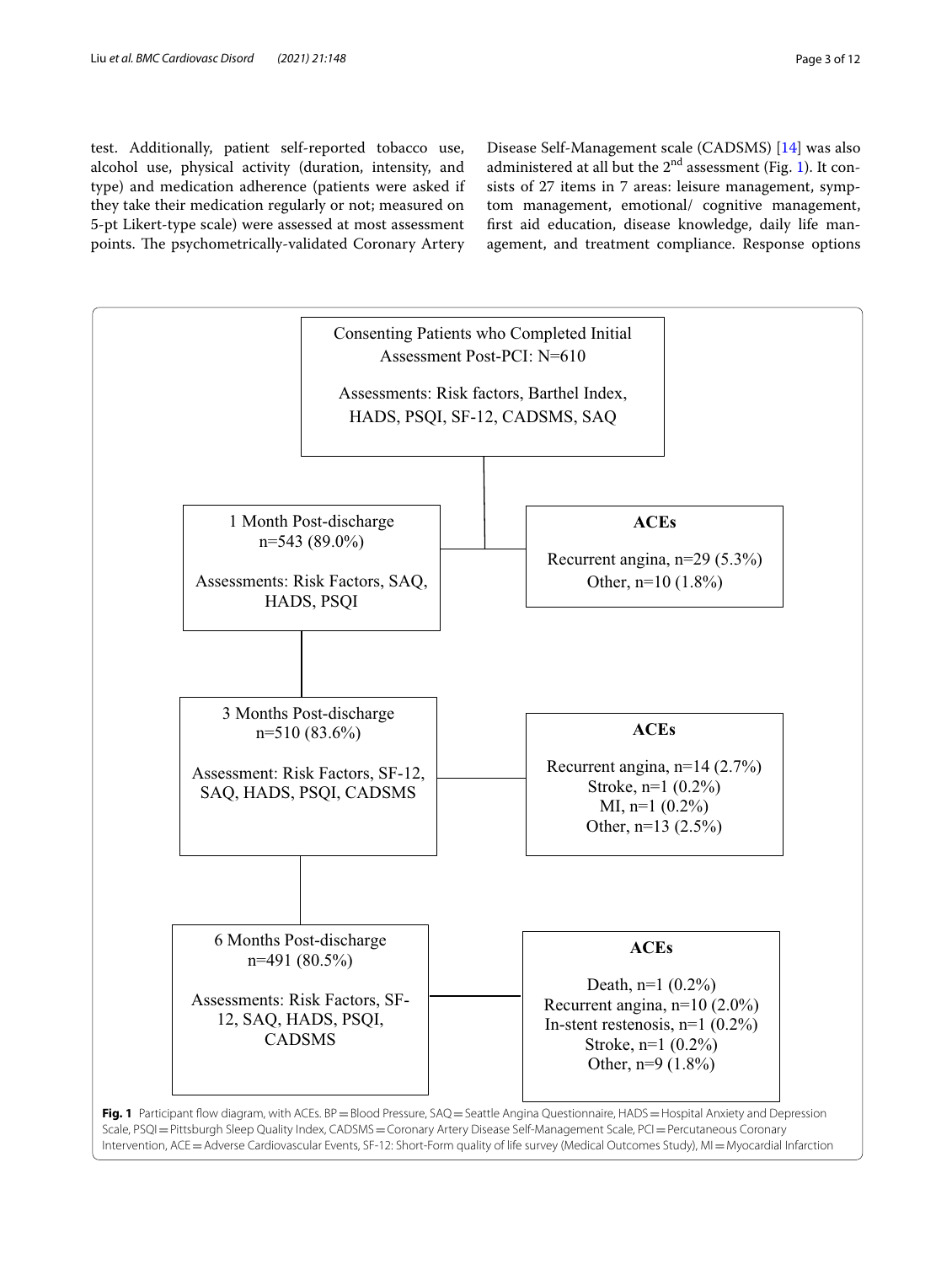test. Additionally, patient self-reported tobacco use, alcohol use, physical activity (duration, intensity, and type) and medication adherence (patients were asked if they take their medication regularly or not; measured on 5-pt Likert-type scale) were assessed at most assessment points. The psychometrically-validated Coronary Artery Disease Self-Management scale (CADSMS) [14] was also administered at all but the 2nd assessment (Fig. 1). It consists of 27 items in 7 areas: leisure management, symptom management, emotional/ cognitive management, first aid education, disease knowledge, daily life management, and treatment compliance. Response options

Consenting Patients who Completed Initial Assessment Post-PCI: N=610

Assessments: Risk factors, Barthel Index, HADS, PSQI, SF-12, CADSMS, SAQ

1 Month Post-discharge n=543 (89.0%)

Assessments: Risk Factors, SAQ, HADS, PSQI

**ACEs**

Recurrent angina, n=29 (5.3%)
Other, n=10 (1.8%)

3 Months Post-discharge n=510 (83.6%)

Assessment: Risk Factors, SF-12, SAQ, HADS, PSQI, CADSMS

**ACEs**

Recurrent angina, n=14 (2.7%)
Stroke, n=1 (0.2%)
MI, n=1 (0.2%)
Other, n=13 (2.5%)

6 Months Post-discharge n=491 (80.5%)

Assessments: Risk Factors, SF-12, SAQ, HADS, PSQI, CADSMS

**ACEs**

Death, n=1 (0.2%)
Recurrent angina, n=10 (2.0%)
In-stent restenosis, n=1 (0.2%)
Stroke, n=1 (0.2%)
Other, n=9 (1.8%)

**Fig. 1** Participant flow diagram, with ACEs. BP = Blood Pressure, SAQ = Seattle Angina Questionnaire, HADS = Hospital Anxiety and Depression Scale, PSQI = Pittsburgh Sleep Quality Index, CADSMS = Coronary Artery Disease Self-Management Scale, PCI = Percutaneous Coronary Intervention, ACE = Adverse Cardiovascular Events, SF-12: Short-Form quality of life survey (Medical Outcomes Study), MI = Myocardial Infarction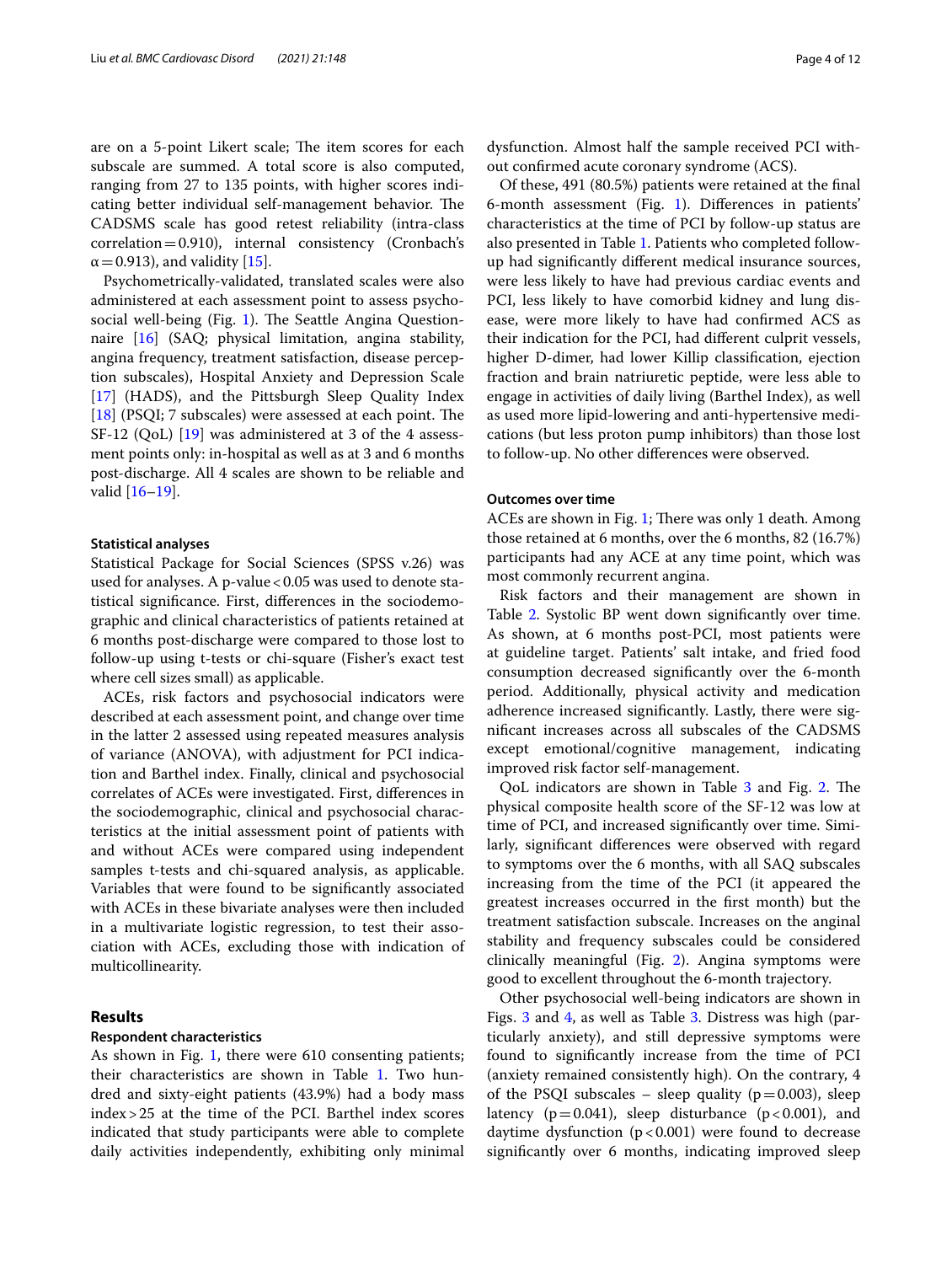are on a 5-point Likert scale; The item scores for each subscale are summed. A total score is also computed, ranging from 27 to 135 points, with higher scores indicating better individual self-management behavior. The CADSMS scale has good retest reliability (intra-class correlation = 0.910), internal consistency (Cronbach's $\alpha = 0.913$), and validity [15].

Psychometrically-validated, translated scales were also administered at each assessment point to assess psychosocial well-being (Fig. 1). The Seattle Angina Questionnaire [16] (SAQ; physical limitation, angina stability, angina frequency, treatment satisfaction, disease perception subscales), Hospital Anxiety and Depression Scale [17] (HADS), and the Pittsburgh Sleep Quality Index [18] (PSQI; 7 subscales) were assessed at each point. The SF-12 (QoL) [19] was administered at 3 of the 4 assessment points only: in-hospital as well as at 3 and 6 months post-discharge. All 4 scales are shown to be reliable and valid [16–19].

#### Statistical analyses

Statistical Package for Social Sciences (SPSS v.26) was used for analyses. A p-value $< 0.05$ was used to denote statistical significance. First, differences in the sociodemographic and clinical characteristics of patients retained at 6 months post-discharge were compared to those lost to follow-up using t-tests or chi-square (Fisher's exact test where cell sizes small) as applicable.

ACEs, risk factors and psychosocial indicators were described at each assessment point, and change over time in the latter 2 assessed using repeated measures analysis of variance (ANOVA), with adjustment for PCI indication and Barthel index. Finally, clinical and psychosocial correlates of ACEs were investigated. First, differences in the sociodemographic, clinical and psychosocial characteristics at the initial assessment point of patients with and without ACEs were compared using independent samples t-tests and chi-squared analysis, as applicable. Variables that were found to be significantly associated with ACEs in these bivariate analyses were then included in a multivariate logistic regression, to test their association with ACEs, excluding those with indication of multicollinearity.

## Results

#### Respondent characteristics

As shown in Fig. 1, there were 610 consenting patients; their characteristics are shown in Table 1. Two hundred and sixty-eight patients (43.9%) had a body mass index > 25 at the time of the PCI. Barthel index scores indicated that study participants were able to complete daily activities independently, exhibiting only minimal dysfunction. Almost half the sample received PCI without confirmed acute coronary syndrome (ACS).

Of these, 491 (80.5%) patients were retained at the final 6-month assessment (Fig. 1). Differences in patients' characteristics at the time of PCI by follow-up status are also presented in Table 1. Patients who completed follow-up had significantly different medical insurance sources, were less likely to have had previous cardiac events and PCI, less likely to have comorbid kidney and lung disease, were more likely to have had confirmed ACS as their indication for the PCI, had different culprit vessels, higher D-dimer, had lower Killip classification, ejection fraction and brain natriuretic peptide, were less able to engage in activities of daily living (Barthel Index), as well as used more lipid-lowering and anti-hypertensive medications (but less proton pump inhibitors) than those lost to follow-up. No other differences were observed.

#### Outcomes over time

ACEs are shown in Fig. 1; There was only 1 death. Among those retained at 6 months, over the 6 months, 82 (16.7%) participants had any ACE at any time point, which was most commonly recurrent angina.

Risk factors and their management are shown in Table 2. Systolic BP went down significantly over time. As shown, at 6 months post-PCI, most patients were at guideline target. Patients' salt intake, and fried food consumption decreased significantly over the 6-month period. Additionally, physical activity and medication adherence increased significantly. Lastly, there were significant increases across all subscales of the CADSMS except emotional/cognitive management, indicating improved risk factor self-management.

QoL indicators are shown in Table 3 and Fig. 2. The physical composite health score of the SF-12 was low at time of PCI, and increased significantly over time. Similarly, significant differences were observed with regard to symptoms over the 6 months, with all SAQ subscales increasing from the time of the PCI (it appeared the greatest increases occurred in the first month) but the treatment satisfaction subscale. Increases on the anginal stability and frequency subscales could be considered clinically meaningful (Fig. 2). Angina symptoms were good to excellent throughout the 6-month trajectory.

Other psychosocial well-being indicators are shown in Figs. 3 and 4, as well as Table 3. Distress was high (particularly anxiety), and still depressive symptoms were found to significantly increase from the time of PCI (anxiety remained consistently high). On the contrary, 4 of the PSQI subscales – sleep quality ($p = 0.003$), sleep latency ($p = 0.041$), sleep disturbance ($p < 0.001$), and daytime dysfunction ($p < 0.001$) were found to decrease significantly over 6 months, indicating improved sleep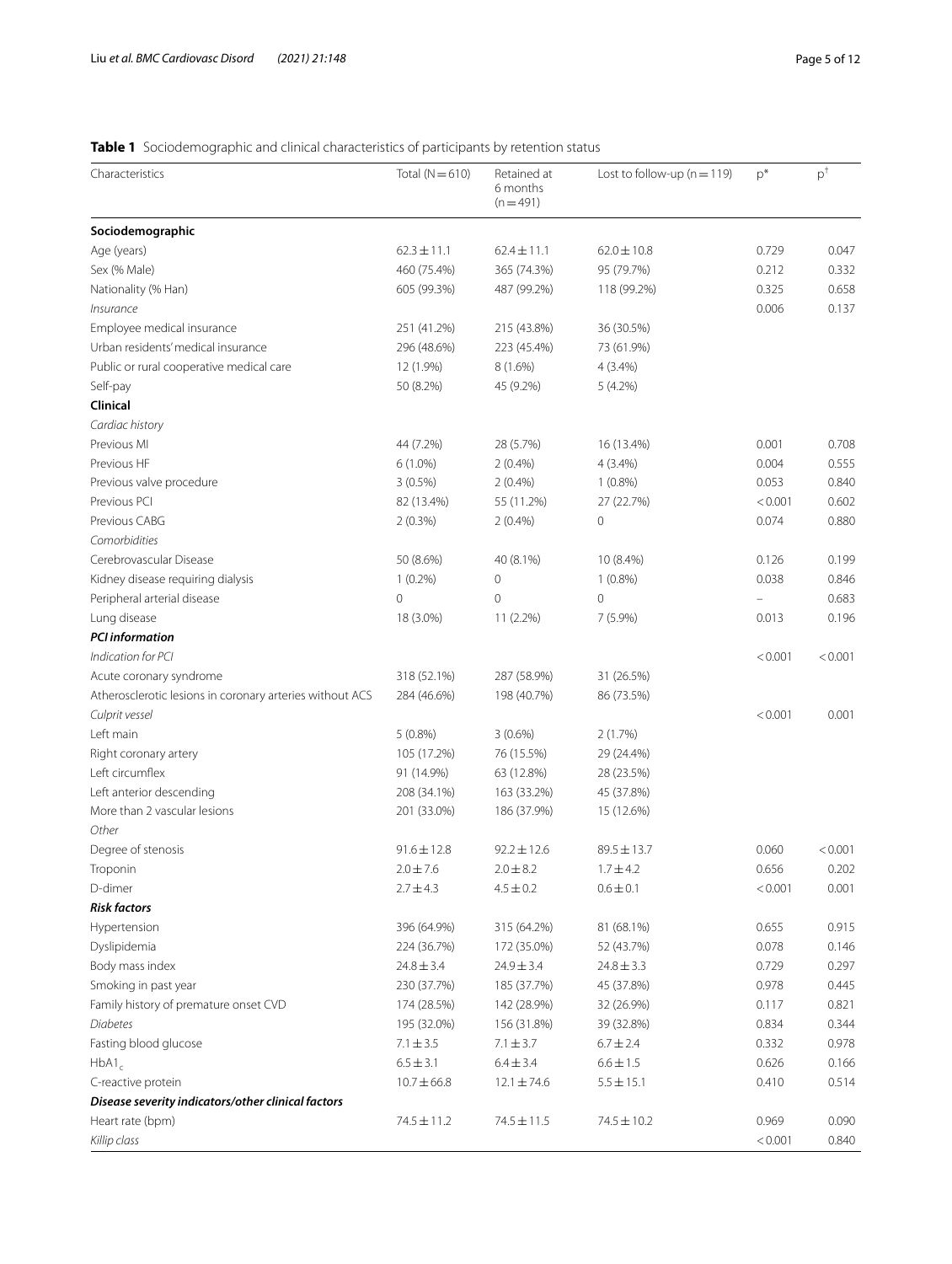**Table 1** Sociodemographic and clinical characteristics of participants by retention status

| Characteristics | Total (N = 610) | Retained at 6 months (n = 491) | Lost to follow-up (n = 119) | p* | p† |
|---|---|---|---|---|---|
| **Sociodemographic** | | | | | |
| Age (years) | 62.3 ± 11.1 | 62.4 ± 11.1 | 62.0 ± 10.8 | 0.729 | 0.047 |
| Sex (% Male) | 460 (75.4%) | 365 (74.3%) | 95 (79.7%) | 0.212 | 0.332 |
| Nationality (% Han) | 605 (99.3%) | 487 (99.2%) | 118 (99.2%) | 0.325 | 0.658 |
| *Insurance* | | | | 0.006 | 0.137 |
| Employee medical insurance | 251 (41.2%) | 215 (43.8%) | 36 (30.5%) | | |
| Urban residents' medical insurance | 296 (48.6%) | 223 (45.4%) | 73 (61.9%) | | |
| Public or rural cooperative medical care | 12 (1.9%) | 8 (1.6%) | 4 (3.4%) | | |
| Self-pay | 50 (8.2%) | 45 (9.2%) | 5 (4.2%) | | |
| **Clinical** | | | | | |
| *Cardiac history* | | | | | |
| Previous MI | 44 (7.2%) | 28 (5.7%) | 16 (13.4%) | 0.001 | 0.708 |
| Previous HF | 6 (1.0%) | 2 (0.4%) | 4 (3.4%) | 0.004 | 0.555 |
| Previous valve procedure | 3 (0.5%) | 2 (0.4%) | 1 (0.8%) | 0.053 | 0.840 |
| Previous PCI | 82 (13.4%) | 55 (11.2%) | 27 (22.7%) | < 0.001 | 0.602 |
| Previous CABG | 2 (0.3%) | 2 (0.4%) | 0 | 0.074 | 0.880 |
| *Comorbidities* | | | | | |
| Cerebrovascular Disease | 50 (8.6%) | 40 (8.1%) | 10 (8.4%) | 0.126 | 0.199 |
| Kidney disease requiring dialysis | 1 (0.2%) | 0 | 1 (0.8%) | 0.038 | 0.846 |
| Peripheral arterial disease | 0 | 0 | 0 | – | 0.683 |
| Lung disease | 18 (3.0%) | 11 (2.2%) | 7 (5.9%) | 0.013 | 0.196 |
| ***PCI information*** | | | | | |
| *Indication for PCI* | | | | < 0.001 | < 0.001 |
| Acute coronary syndrome | 318 (52.1%) | 287 (58.9%) | 31 (26.5%) | | |
| Atherosclerotic lesions in coronary arteries without ACS | 284 (46.6%) | 198 (40.7%) | 86 (73.5%) | | |
| *Culprit vessel* | | | | < 0.001 | 0.001 |
| Left main | 5 (0.8%) | 3 (0.6%) | 2 (1.7%) | | |
| Right coronary artery | 105 (17.2%) | 76 (15.5%) | 29 (24.4%) | | |
| Left circumflex | 91 (14.9%) | 63 (12.8%) | 28 (23.5%) | | |
| Left anterior descending | 208 (34.1%) | 163 (33.2%) | 45 (37.8%) | | |
| More than 2 vascular lesions | 201 (33.0%) | 186 (37.9%) | 15 (12.6%) | | |
| *Other* | | | | | |
| Degree of stenosis | 91.6 ± 12.8 | 92.2 ± 12.6 | 89.5 ± 13.7 | 0.060 | < 0.001 |
| Troponin | 2.0 ± 7.6 | 2.0 ± 8.2 | 1.7 ± 4.2 | 0.656 | 0.202 |
| D-dimer | 2.7 ± 4.3 | 4.5 ± 0.2 | 0.6 ± 0.1 | < 0.001 | 0.001 |
| ***Risk factors*** | | | | | |
| Hypertension | 396 (64.9%) | 315 (64.2%) | 81 (68.1%) | 0.655 | 0.915 |
| Dyslipidemia | 224 (36.7%) | 172 (35.0%) | 52 (43.7%) | 0.078 | 0.146 |
| Body mass index | 24.8 ± 3.4 | 24.9 ± 3.4 | 24.8 ± 3.3 | 0.729 | 0.297 |
| Smoking in past year | 230 (37.7%) | 185 (37.7%) | 45 (37.8%) | 0.978 | 0.445 |
| Family history of premature onset CVD | 174 (28.5%) | 142 (28.9%) | 32 (26.9%) | 0.117 | 0.821 |
| *Diabetes* | 195 (32.0%) | 156 (31.8%) | 39 (32.8%) | 0.834 | 0.344 |
| Fasting blood glucose | 7.1 ± 3.5 | 7.1 ± 3.7 | 6.7 ± 2.4 | 0.332 | 0.978 |
| $HbA1_c$ | 6.5 ± 3.1 | 6.4 ± 3.4 | 6.6 ± 1.5 | 0.626 | 0.166 |
| C-reactive protein | 10.7 ± 66.8 | 12.1 ± 74.6 | 5.5 ± 15.1 | 0.410 | 0.514 |
| ***Disease severity indicators/other clinical factors*** | | | | | |
| Heart rate (bpm) | 74.5 ± 11.2 | 74.5 ± 11.5 | 74.5 ± 10.2 | 0.969 | 0.090 |
| *Killip class* | | | | < 0.001 | 0.840 |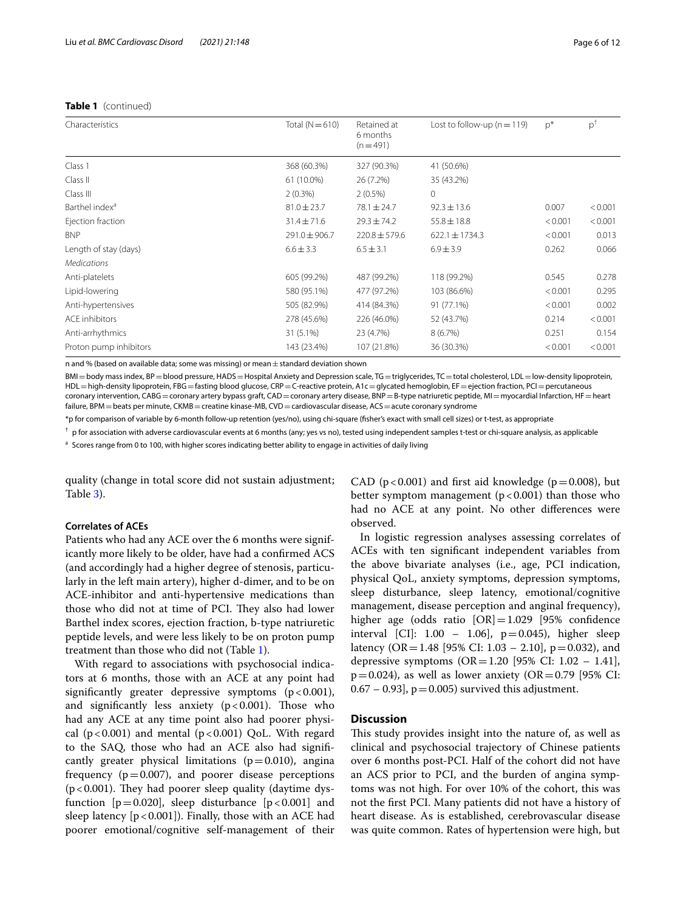**Table 1** (continued)

| Characteristics | Total (N = 610) | Retained at 6 months (n = 491) | Lost to follow-up (n = 119) | p* | p[†] |
|---|---|---|---|---|---|
| Class 1 | 368 (60.3%) | 327 (90.3%) | 41 (50.6%) | | |
| Class II | 61 (10.0%) | 26 (7.2%) | 35 (43.2%) | | |
| Class III | 2 (0.3%) | 2 (0.5%) | 0 | | |
| Barthel index[a] | 81.0 ± 23.7 | 78.1 ± 24.7 | 92.3 ± 13.6 | 0.007 | < 0.001 |
| Ejection fraction | 31.4 ± 71.6 | 29.3 ± 74.2 | 55.8 ± 18.8 | < 0.001 | < 0.001 |
| BNP | 291.0 ± 906.7 | 220.8 ± 579.6 | 622.1 ± 1734.3 | < 0.001 | 0.013 |
| Length of stay (days) | 6.6 ± 3.3 | 6.5 ± 3.1 | 6.9 ± 3.9 | 0.262 | 0.066 |
| *Medications* | | | | | |
| Anti-platelets | 605 (99.2%) | 487 (99.2%) | 118 (99.2%) | 0.545 | 0.278 |
| Lipid-lowering | 580 (95.1%) | 477 (97.2%) | 103 (86.6%) | < 0.001 | 0.295 |
| Anti-hypertensives | 505 (82.9%) | 414 (84.3%) | 91 (77.1%) | < 0.001 | 0.002 |
| ACE inhibitors | 278 (45.6%) | 226 (46.0%) | 52 (43.7%) | 0.214 | < 0.001 |
| Anti-arrhythmics | 31 (5.1%) | 23 (4.7%) | 8 (6.7%) | 0.251 | 0.154 |
| Proton pump inhibitors | 143 (23.4%) | 107 (21.8%) | 36 (30.3%) | < 0.001 | < 0.001 |

n and % (based on available data; some was missing) or mean ± standard deviation shown

BMI = body mass index, BP = blood pressure, HADS = Hospital Anxiety and Depression scale, TG = triglycerides, TC = total cholesterol, LDL = low-density lipoprotein, HDL = high-density lipoprotein, FBG = fasting blood glucose, CRP = C-reactive protein, A1c = glycated hemoglobin, EF = ejection fraction, PCI = percutaneous coronary intervention, CABG = coronary artery bypass graft, CAD = coronary artery disease, BNP = B-type natriuretic peptide, MI = myocardial Infarction, HF = heart failure, BPM = beats per minute, CKMB = creatine kinase-MB, CVD = cardiovascular disease, ACS = acute coronary syndrome

*p for comparison of variable by 6-month follow-up retention (yes/no), using chi-square (fisher's exact with small cell sizes) or t-test, as appropriate

[†] p for association with adverse cardiovascular events at 6 months (any; yes vs no), tested using independent samples t-test or chi-square analysis, as applicable

[a] Scores range from 0 to 100, with higher scores indicating better ability to engage in activities of daily living

quality (change in total score did not sustain adjustment; Table 3).

### Correlates of ACEs

Patients who had any ACE over the 6 months were significantly more likely to be older, have had a confirmed ACS (and accordingly had a higher degree of stenosis, particularly in the left main artery), higher d-dimer, and to be on ACE-inhibitor and anti-hypertensive medications than those who did not at time of PCI. They also had lower Barthel index scores, ejection fraction, b-type natriuretic peptide levels, and were less likely to be on proton pump treatment than those who did not (Table 1).

With regard to associations with psychosocial indicators at 6 months, those with an ACE at any point had significantly greater depressive symptoms ($p < 0.001$), and significantly less anxiety ($p < 0.001$). Those who had any ACE at any time point also had poorer physical ($p < 0.001$) and mental ($p < 0.001$) QoL. With regard to the SAQ, those who had an ACE also had significantly greater physical limitations ($p = 0.010$), angina frequency ($p = 0.007$), and poorer disease perceptions ($p < 0.001$). They had poorer sleep quality (daytime dysfunction [$p = 0.020$], sleep disturbance [$p < 0.001$] and sleep latency [$p < 0.001$]). Finally, those with an ACE had poorer emotional/cognitive self-management of their CAD ($p < 0.001$) and first aid knowledge ($p = 0.008$), but better symptom management ($p < 0.001$) than those who had no ACE at any point. No other differences were observed.

In logistic regression analyses assessing correlates of ACEs with ten significant independent variables from the above bivariate analyses (i.e., age, PCI indication, physical QoL, anxiety symptoms, depression symptoms, sleep disturbance, sleep latency, emotional/cognitive management, disease perception and anginal frequency), higher age (odds ratio [OR] = 1.029 [95% confidence interval [CI]: 1.00 – 1.06], $p = 0.045$), higher sleep latency (OR = 1.48 [95% CI: 1.03 – 2.10], $p = 0.032$), and depressive symptoms (OR = 1.20 [95% CI: 1.02 – 1.41], $p = 0.024$), as well as lower anxiety (OR = 0.79 [95% CI: 0.67 – 0.93], $p = 0.005$) survived this adjustment.

## Discussion

This study provides insight into the nature of, as well as clinical and psychosocial trajectory of Chinese patients over 6 months post-PCI. Half of the cohort did not have an ACS prior to PCI, and the burden of angina symptoms was not high. For over 10% of the cohort, this was not the first PCI. Many patients did not have a history of heart disease. As is established, cerebrovascular disease was quite common. Rates of hypertension were high, but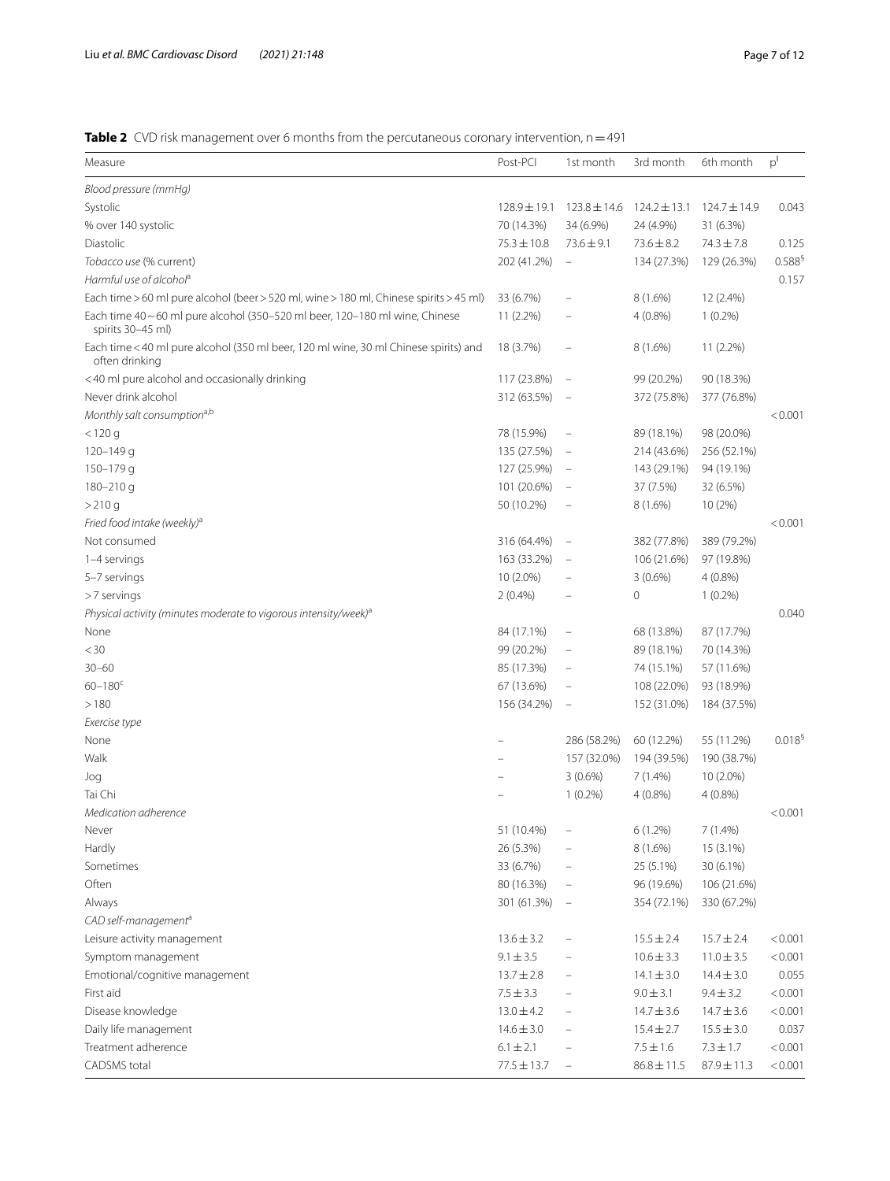**Table 2** CVD risk management over 6 months from the percutaneous coronary intervention, n = 491

| Measure | Post-PCI | 1st month | 3rd month | 6th month | p[ǂ] |
|---|---|---|---|---|---|
| *Blood pressure (mmHg)* | | | | | |
| Systolic | 128.9 ± 19.1 | 123.8 ± 14.6 | 124.2 ± 13.1 | 124.7 ± 14.9 | 0.043 |
| % over 140 systolic | 70 (14.3%) | 34 (6.9%) | 24 (4.9%) | 31 (6.3%) | |
| Diastolic | 75.3 ± 10.8 | 73.6 ± 9.1 | 73.6 ± 8.2 | 74.3 ± 7.8 | 0.125 |
| *Tobacco use* (% current) | 202 (41.2%) | – | 134 (27.3%) | 129 (26.3%) | 0.588[§] |
| *Harmful use of alcohol*[a] | | | | | 0.157 |
| Each time > 60 ml pure alcohol (beer > 520 ml, wine > 180 ml, Chinese spirits > 45 ml) | 33 (6.7%) | – | 8 (1.6%) | 12 (2.4%) | |
| Each time 40 ~ 60 ml pure alcohol (350–520 ml beer, 120–180 ml wine, Chinese spirits 30–45 ml) | 11 (2.2%) | – | 4 (0.8%) | 1 (0.2%) | |
| Each time < 40 ml pure alcohol (350 ml beer, 120 ml wine, 30 ml Chinese spirits) and often drinking | 18 (3.7%) | – | 8 (1.6%) | 11 (2.2%) | |
| < 40 ml pure alcohol and occasionally drinking | 117 (23.8%) | – | 99 (20.2%) | 90 (18.3%) | |
| Never drink alcohol | 312 (63.5%) | – | 372 (75.8%) | 377 (76.8%) | |
| *Monthly salt consumption*[a,b] | | | | | < 0.001 |
| < 120 g | 78 (15.9%) | – | 89 (18.1%) | 98 (20.0%) | |
| 120–149 g | 135 (27.5%) | – | 214 (43.6%) | 256 (52.1%) | |
| 150–179 g | 127 (25.9%) | – | 143 (29.1%) | 94 (19.1%) | |
| 180–210 g | 101 (20.6%) | – | 37 (7.5%) | 32 (6.5%) | |
| > 210 g | 50 (10.2%) | – | 8 (1.6%) | 10 (2%) | |
| *Fried food intake (weekly)*[a] | | | | | < 0.001 |
| Not consumed | 316 (64.4%) | – | 382 (77.8%) | 389 (79.2%) | |
| 1–4 servings | 163 (33.2%) | – | 106 (21.6%) | 97 (19.8%) | |
| 5–7 servings | 10 (2.0%) | – | 3 (0.6%) | 4 (0.8%) | |
| > 7 servings | 2 (0.4%) | – | 0 | 1 (0.2%) | |
| *Physical activity (minutes moderate to vigorous intensity/week)*[a] | | | | | 0.040 |
| None | 84 (17.1%) | – | 68 (13.8%) | 87 (17.7%) | |
| < 30 | 99 (20.2%) | – | 89 (18.1%) | 70 (14.3%) | |
| 30–60 | 85 (17.3%) | – | 74 (15.1%) | 57 (11.6%) | |
| 60–180[c] | 67 (13.6%) | – | 108 (22.0%) | 93 (18.9%) | |
| > 180 | 156 (34.2%) | – | 152 (31.0%) | 184 (37.5%) | |
| *Exercise type* | | | | | |
| None | – | 286 (58.2%) | 60 (12.2%) | 55 (11.2%) | 0.018[§] |
| Walk | – | 157 (32.0%) | 194 (39.5%) | 190 (38.7%) | |
| Jog | – | 3 (0.6%) | 7 (1.4%) | 10 (2.0%) | |
| Tai Chi | – | 1 (0.2%) | 4 (0.8%) | 4 (0.8%) | |
| *Medication adherence* | | | | | < 0.001 |
| Never | 51 (10.4%) | – | 6 (1.2%) | 7 (1.4%) | |
| Hardly | 26 (5.3%) | – | 8 (1.6%) | 15 (3.1%) | |
| Sometimes | 33 (6.7%) | – | 25 (5.1%) | 30 (6.1%) | |
| Often | 80 (16.3%) | – | 96 (19.6%) | 106 (21.6%) | |
| Always | 301 (61.3%) | – | 354 (72.1%) | 330 (67.2%) | |
| *CAD self-management*[a] | | | | | |
| Leisure activity management | 13.6 ± 3.2 | – | 15.5 ± 2.4 | 15.7 ± 2.4 | < 0.001 |
| Symptom management | 9.1 ± 3.5 | – | 10.6 ± 3.3 | 11.0 ± 3.5 | < 0.001 |
| Emotional/cognitive management | 13.7 ± 2.8 | – | 14.1 ± 3.0 | 14.4 ± 3.0 | 0.055 |
| First aid | 7.5 ± 3.3 | – | 9.0 ± 3.1 | 9.4 ± 3.2 | < 0.001 |
| Disease knowledge | 13.0 ± 4.2 | – | 14.7 ± 3.6 | 14.7 ± 3.6 | < 0.001 |
| Daily life management | 14.6 ± 3.0 | – | 15.4 ± 2.7 | 15.5 ± 3.0 | 0.037 |
| Treatment adherence | 6.1 ± 2.1 | – | 7.5 ± 1.6 | 7.3 ± 1.7 | < 0.001 |
| CADSMS total | 77.5 ± 13.7 | – | 86.8 ± 11.5 | 87.9 ± 11.3 | < 0.001 |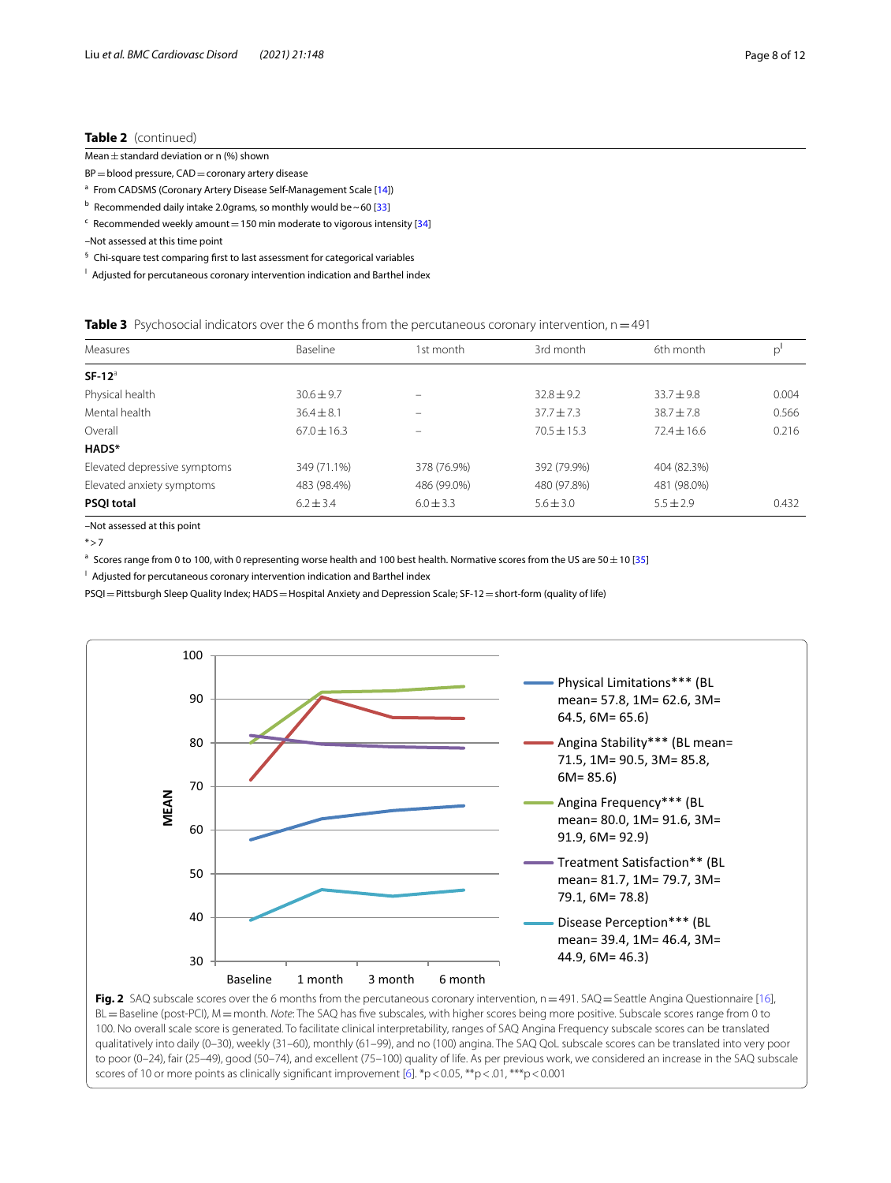**Table 2** (continued)

Mean ± standard deviation or n (%) shown

BP = blood pressure, CAD = coronary artery disease

[a] From CADSMS (Coronary Artery Disease Self-Management Scale [14])

[b] Recommended daily intake 2.0grams, so monthly would be ~ 60 [33]

[c] Recommended weekly amount = 150 min moderate to vigorous intensity [34]

–Not assessed at this time point

[§] Chi-square test comparing first to last assessment for categorical variables

[ǀ] Adjusted for percutaneous coronary intervention indication and Barthel index

**Table 3** Psychosocial indicators over the 6 months from the percutaneous coronary intervention, n = 491

| Measures | Baseline | 1st month | 3rd month | 6th month | p[ǀ] |
|---|---|---|---|---|---|
| **SF-12**[a] | | | | | |
| Physical health | 30.6 ± 9.7 | – | 32.8 ± 9.2 | 33.7 ± 9.8 | 0.004 |
| Mental health | 36.4 ± 8.1 | – | 37.7 ± 7.3 | 38.7 ± 7.8 | 0.566 |
| Overall | 67.0 ± 16.3 | – | 70.5 ± 15.3 | 72.4 ± 16.6 | 0.216 |
| **HADS*** | | | | | |
| Elevated depressive symptoms | 349 (71.1%) | 378 (76.9%) | 392 (79.9%) | 404 (82.3%) | |
| Elevated anxiety symptoms | 483 (98.4%) | 486 (99.0%) | 480 (97.8%) | 481 (98.0%) | |
| **PSQI total** | 6.2 ± 3.4 | 6.0 ± 3.3 | 5.6 ± 3.0 | 5.5 ± 2.9 | 0.432 |

–Not assessed at this point

* > 7

[a] Scores range from 0 to 100, with 0 representing worse health and 100 best health. Normative scores from the US are 50 ± 10 [35]

[ǀ] Adjusted for percutaneous coronary intervention indication and Barthel index

PSQI = Pittsburgh Sleep Quality Index; HADS = Hospital Anxiety and Depression Scale; SF-12 = short-form (quality of life)

**Fig. 2** SAQ subscale scores over the 6 months from the percutaneous coronary intervention, n = 491. SAQ = Seattle Angina Questionnaire [16], BL = Baseline (post-PCI), M = month. *Note*: The SAQ has five subscales, with higher scores being more positive. Subscale scores range from 0 to 100. No overall scale score is generated. To facilitate clinical interpretability, ranges of SAQ Angina Frequency subscale scores can be translated qualitatively into daily (0–30), weekly (31–60), monthly (61–99), and no (100) angina. The SAQ QoL subscale scores can be translated into very poor to poor (0–24), fair (25–49), good (50–74), and excellent (75–100) quality of life. As per previous work, we considered an increase in the SAQ subscale scores of 10 or more points as clinically significant improvement [6]. *p < 0.05, **p < .01, ***p < 0.001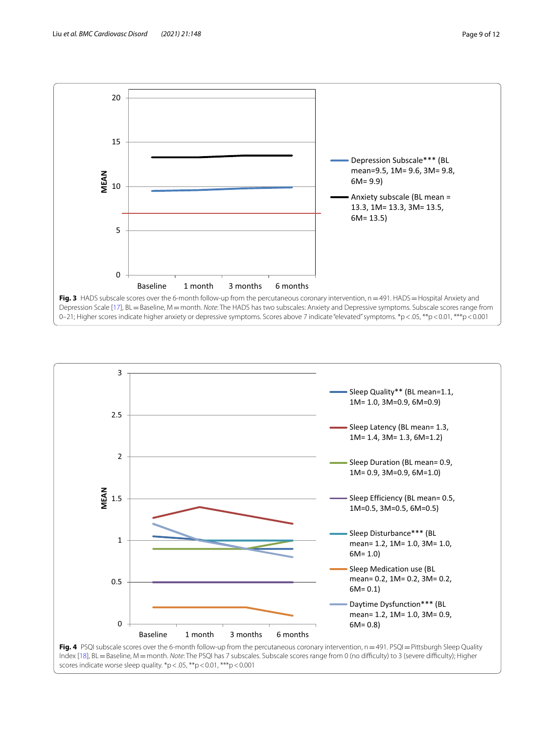**Fig. 3** HADS subscale scores over the 6-month follow-up from the percutaneous coronary intervention, n = 491. HADS = Hospital Anxiety and Depression Scale [17], BL = Baseline, M = month. *Note*: The HADS has two subscales: Anxiety and Depressive symptoms. Subscale scores range from 0–21; Higher scores indicate higher anxiety or depressive symptoms. Scores above 7 indicate "elevated" symptoms. *p < .05, **p < 0.01, ***p < 0.001

**Fig. 4** PSQI subscale scores over the 6-month follow-up from the percutaneous coronary intervention, n = 491. PSQI = Pittsburgh Sleep Quality Index [18], BL = Baseline, M = month. *Note*: The PSQI has 7 subscales. Subscale scores range from 0 (no difficulty) to 3 (severe difficulty); Higher scores indicate worse sleep quality. *p < .05, **p < 0.01, ***p < 0.001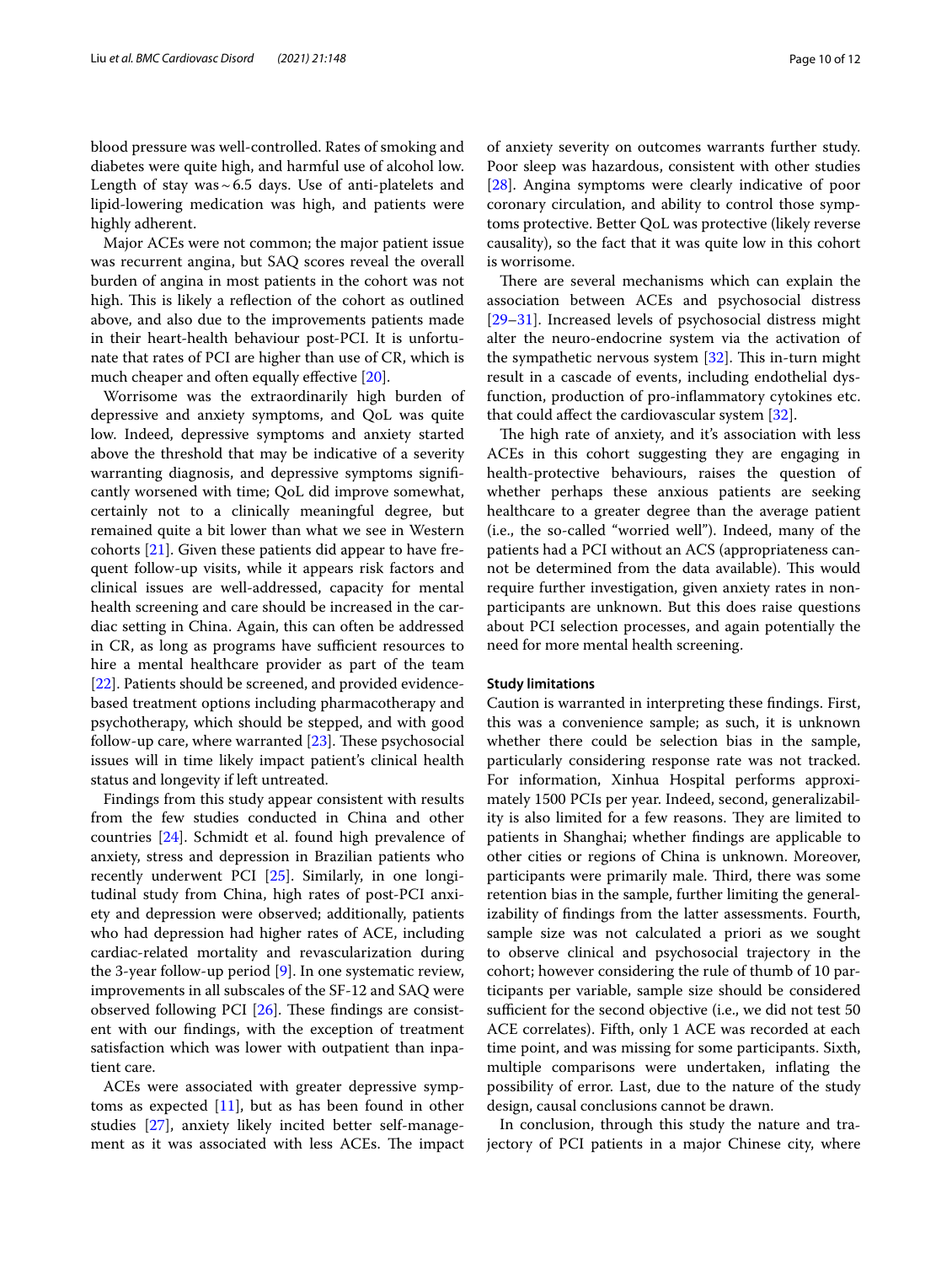blood pressure was well-controlled. Rates of smoking and diabetes were quite high, and harmful use of alcohol low. Length of stay was ~ 6.5 days. Use of anti-platelets and lipid-lowering medication was high, and patients were highly adherent.

Major ACEs were not common; the major patient issue was recurrent angina, but SAQ scores reveal the overall burden of angina in most patients in the cohort was not high. This is likely a reflection of the cohort as outlined above, and also due to the improvements patients made in their heart-health behaviour post-PCI. It is unfortunate that rates of PCI are higher than use of CR, which is much cheaper and often equally effective [20].

Worrisome was the extraordinarily high burden of depressive and anxiety symptoms, and QoL was quite low. Indeed, depressive symptoms and anxiety started above the threshold that may be indicative of a severity warranting diagnosis, and depressive symptoms significantly worsened with time; QoL did improve somewhat, certainly not to a clinically meaningful degree, but remained quite a bit lower than what we see in Western cohorts [21]. Given these patients did appear to have frequent follow-up visits, while it appears risk factors and clinical issues are well-addressed, capacity for mental health screening and care should be increased in the cardiac setting in China. Again, this can often be addressed in CR, as long as programs have sufficient resources to hire a mental healthcare provider as part of the team [22]. Patients should be screened, and provided evidence-based treatment options including pharmacotherapy and psychotherapy, which should be stepped, and with good follow-up care, where warranted [23]. These psychosocial issues will in time likely impact patient's clinical health status and longevity if left untreated.

Findings from this study appear consistent with results from the few studies conducted in China and other countries [24]. Schmidt et al. found high prevalence of anxiety, stress and depression in Brazilian patients who recently underwent PCI [25]. Similarly, in one longitudinal study from China, high rates of post-PCI anxiety and depression were observed; additionally, patients who had depression had higher rates of ACE, including cardiac-related mortality and revascularization during the 3-year follow-up period [9]. In one systematic review, improvements in all subscales of the SF-12 and SAQ were observed following PCI [26]. These findings are consistent with our findings, with the exception of treatment satisfaction which was lower with outpatient than inpatient care.

ACEs were associated with greater depressive symptoms as expected [11], but as has been found in other studies [27], anxiety likely incited better self-management as it was associated with less ACEs. The impact of anxiety severity on outcomes warrants further study. Poor sleep was hazardous, consistent with other studies [28]. Angina symptoms were clearly indicative of poor coronary circulation, and ability to control those symptoms protective. Better QoL was protective (likely reverse causality), so the fact that it was quite low in this cohort is worrisome.

There are several mechanisms which can explain the association between ACEs and psychosocial distress [29–31]. Increased levels of psychosocial distress might alter the neuro-endocrine system via the activation of the sympathetic nervous system [32]. This in-turn might result in a cascade of events, including endothelial dysfunction, production of pro-inflammatory cytokines etc. that could affect the cardiovascular system [32].

The high rate of anxiety, and it's association with less ACEs in this cohort suggesting they are engaging in health-protective behaviours, raises the question of whether perhaps these anxious patients are seeking healthcare to a greater degree than the average patient (i.e., the so-called "worried well"). Indeed, many of the patients had a PCI without an ACS (appropriateness cannot be determined from the data available). This would require further investigation, given anxiety rates in non-participants are unknown. But this does raise questions about PCI selection processes, and again potentially the need for more mental health screening.

### Study limitations

Caution is warranted in interpreting these findings. First, this was a convenience sample; as such, it is unknown whether there could be selection bias in the sample, particularly considering response rate was not tracked. For information, Xinhua Hospital performs approximately 1500 PCIs per year. Indeed, second, generalizability is also limited for a few reasons. They are limited to patients in Shanghai; whether findings are applicable to other cities or regions of China is unknown. Moreover, participants were primarily male. Third, there was some retention bias in the sample, further limiting the generalizability of findings from the latter assessments. Fourth, sample size was not calculated a priori as we sought to observe clinical and psychosocial trajectory in the cohort; however considering the rule of thumb of 10 participants per variable, sample size should be considered sufficient for the second objective (i.e., we did not test 50 ACE correlates). Fifth, only 1 ACE was recorded at each time point, and was missing for some participants. Sixth, multiple comparisons were undertaken, inflating the possibility of error. Last, due to the nature of the study design, causal conclusions cannot be drawn.

In conclusion, through this study the nature and trajectory of PCI patients in a major Chinese city, where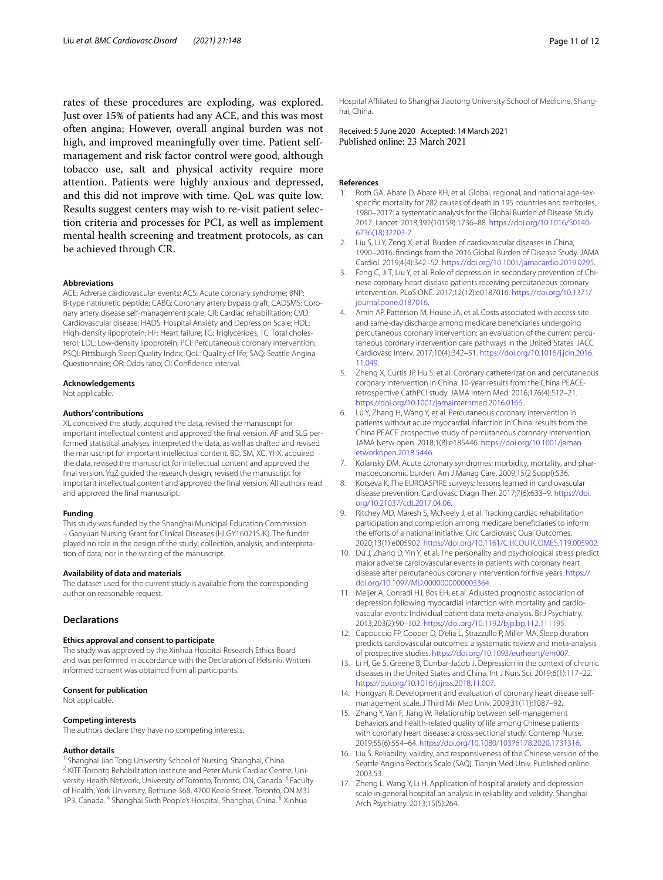rates of these procedures are exploding, was explored. Just over 15% of patients had any ACE, and this was most often angina; However, overall anginal burden was not high, and improved meaningfully over time. Patient self-management and risk factor control were good, although tobacco use, salt and physical activity require more attention. Patients were highly anxious and depressed, and this did not improve with time. QoL was quite low. Results suggest centers may wish to re-visit patient selection criteria and processes for PCI, as well as implement mental health screening and treatment protocols, as can be achieved through CR.

#### Abbreviations

ACE: Adverse cardiovascular events; ACS: Acute coronary syndrome; BNP: B-type natriuretic peptide; CABG: Coronary artery bypass graft; CADSMS: Coronary artery disease self-management scale; CR: Cardiac rehabilitation; CVD: Cardiovascular disease; HADS: Hospital Anxiety and Depression Scale; HDL: High-density lipoprotein; HF: Heart failure; TG: Triglycerides; TC: Total cholesterol; LDL: Low-density lipoprotein; PCI: Percutaneous coronary intervention; PSQI: Pittsburgh Sleep Quality Index; QoL: Quality of life; SAQ: Seattle Angina Questionnaire; OR: Odds ratio; CI: Confidence interval.

#### Acknowledgements

Not applicable.

#### Authors' contributions

XL conceived the study, acquired the data, revised the manuscript for important intellectual content and approved the final version. AF and SLG performed statistical analyses, interpreted the data, as well as drafted and revised the manuscript for important intellectual content. BD, SM, XC, YhX, acquired the data, revised the manuscript for intellectual content and approved the final version. YqZ guided the research design, revised the manuscript for important intellectual content and approved the final version. All authors read and approved the final manuscript.

#### Funding

This study was funded by the Shanghai Municipal Education Commission – Gaoyuan Nursing Grant for Clinical Diseases (HLGY16021SJK). The funder played no role in the design of the study; collection, analysis, and interpretation of data; nor in the writing of the manuscript.

#### Availability of data and materials

The dataset used for the current study is available from the corresponding author on reasonable request.

## Declarations

#### Ethics approval and consent to participate

The study was approved by the Xinhua Hospital Research Ethics Board and was performed in accordance with the Declaration of Helsinki. Written informed consent was obtained from all participants.

#### Consent for publication

Not applicable.

#### Competing interests

The authors declare they have no competing interests.

#### Author details

[1] Shanghai Jiao Tong University School of Nursing, Shanghai, China. [2] KITE-Toronto Rehabilitation Institute and Peter Munk Cardiac Centre, University Health Network, University of Toronto, Toronto, ON, Canada. [3] Faculty of Health, York University, Bethune 368, 4700 Keele Street, Toronto, ON M3J 1P3, Canada. [4] Shanghai Sixth People's Hospital, Shanghai, China. [5] Xinhua Hospital Affiliated to Shanghai Jiaotong University School of Medicine, Shanghai, China.

Received: 5 June 2020 Accepted: 14 March 2021
Published online: 23 March 2021

#### References

1. Roth GA, Abate D, Abate KH, et al. Global, regional, and national age-sex-specific mortality for 282 causes of death in 195 countries and territories, 1980–2017: a systematic analysis for the Global Burden of Disease Study 2017. Lancet. 2018;392(10159):1736–88. https://doi.org/10.1016/S0140-6736(18)32203-7.
2. Liu S, Li Y, Zeng X, et al. Burden of cardiovascular diseases in China, 1990–2016: findings from the 2016 Global Burden of Disease Study. JAMA Cardiol. 2019;4(4):342–52. https://doi.org/10.1001/jamacardio.2019.0295.
3. Feng C, Ji T, Liu Y, et al. Role of depression in secondary prevention of Chinese coronary heart disease patients receiving percutaneous coronary intervention. PLoS ONE. 2017;12(12):e0187016. https://doi.org/10.1371/journal.pone.0187016.
4. Amin AP, Patterson M, House JA, et al. Costs associated with access site and same-day discharge among medicare beneficiaries undergoing percutaneous coronary intervention: an evaluation of the current percutaneous coronary intervention care pathways in the United States. JACC Cardiovasc Interv. 2017;10(4):342–51. https://doi.org/10.1016/j.jcin.2016.11.049.
5. Zheng X, Curtis JP, Hu S, et al. Coronary catheterization and percutaneous coronary intervention in China: 10-year results from the China PEACE-retrospective CathPCI study. JAMA Intern Med. 2016;176(4):512–21. https://doi.org/10.1001/jamainternmed.2016.0166.
6. Lu Y, Zhang H, Wang Y, et al. Percutaneous coronary intervention in patients without acute myocardial infarction in China: results from the China PEACE prospective study of percutaneous coronary intervention. JAMA Netw open. 2018;1(8):e185446. https://doi.org/10.1001/jamanetworkopen.2018.5446.
7. Kolansky DM. Acute coronary syndromes: morbidity, mortality, and pharmacoeconomic burden. Am J Manag Care. 2009;15(2 Suppl):S36.
8. Kotseva K. The EUROASPIRE surveys: lessons learned in cardiovascular disease prevention. Cardiovasc Diagn Ther. 2017;7(6):633–9. https://doi.org/10.21037/cdt.2017.04.06.
9. Ritchey MD, Maresh S, McNeely J, et al. Tracking cardiac rehabilitation participation and completion among medicare beneficiaries to inform the efforts of a national initiative. Circ Cardiovasc Qual Outcomes. 2020;13(1):e005902. https://doi.org/10.1161/CIRCOUTCOMES.119.005902.
10. Du J, Zhang D, Yin Y, et al. The personality and psychological stress predict major adverse cardiovascular events in patients with coronary heart disease after percutaneous coronary intervention for five years. https://doi.org/10.1097/MD.0000000000003364.
11. Meijer A, Conradi HJ, Bos EH, et al. Adjusted prognostic association of depression following myocardial infarction with mortality and cardiovascular events: Individual patient data meta-analysis. Br J Psychiatry. 2013;203(2):90–102. https://doi.org/10.1192/bjp.bp.112.111195.
12. Cappuccio FP, Cooper D, D'elia L, Strazzullo P, Miller MA. Sleep duration predicts cardiovascular outcomes: a systematic review and meta-analysis of prospective studies. https://doi.org/10.1093/eurheartj/ehr007.
13. Li H, Ge S, Greene B, Dunbar-Jacob J. Depression in the context of chronic diseases in the United States and China. Int J Nurs Sci. 2019;6(1):117–22. https://doi.org/10.1016/j.ijnss.2018.11.007.
14. Hongyan R. Development and evaluation of coronary heart disease self-management scale. J Third Mil Med Univ. 2009;31(11):1087–92.
15. Zhang Y, Yan F, Jiang W. Relationship between self-management behaviors and health-related quality of life among Chinese patients with coronary heart disease: a cross-sectional study. Contemp Nurse. 2019;55(6):554–64. https://doi.org/10.1080/10376178.2020.1731316.
16. Liu S. Reliability, validity, and responsiveness of the Chinese version of the Seattle Angina Pectoris Scale (SAQ). Tianjin Med Univ. Published online 2003:53.
17. Zheng L, Wang Y, Li H. Application of hospital anxiety and depression scale in general hospital an analysis in reliability and validity. Shanghai Arch Psychiatry. 2013;15(5):264.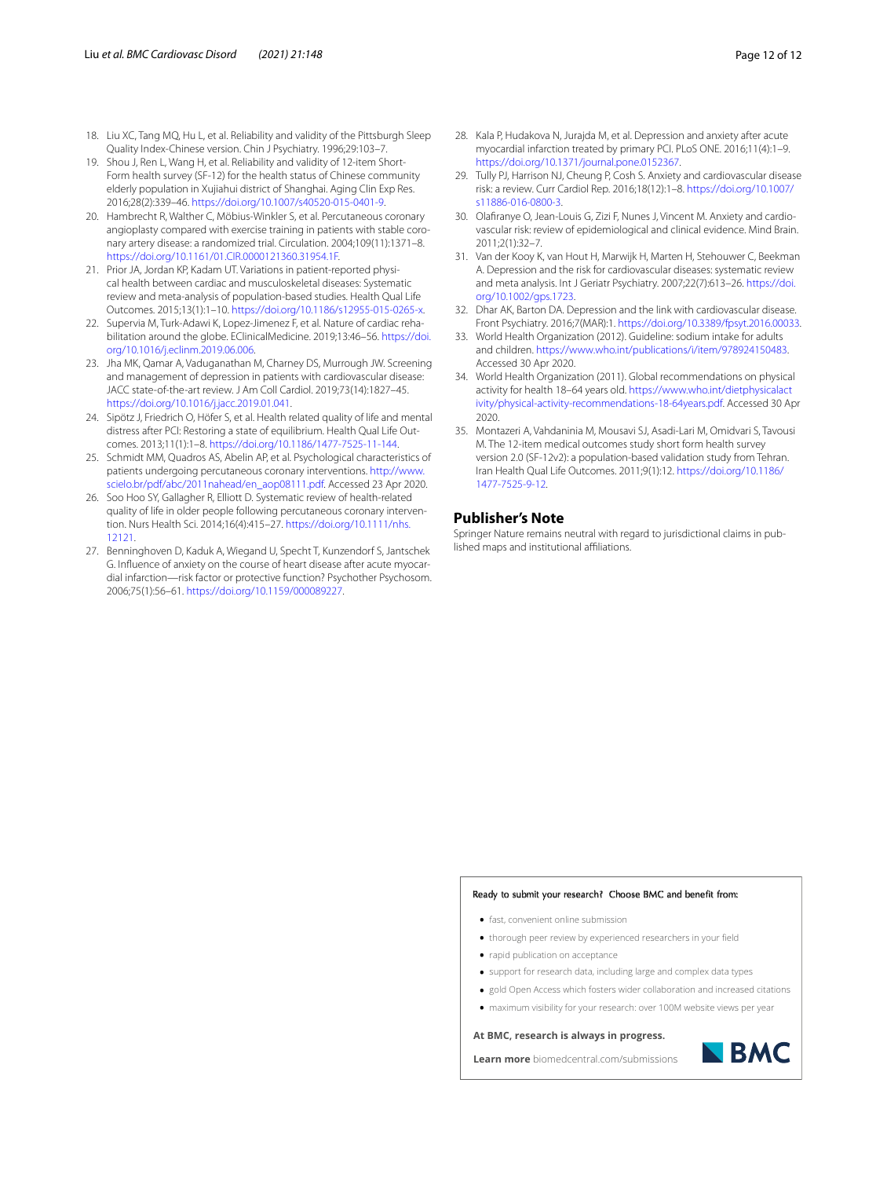18. Liu XC, Tang MQ, Hu L, et al. Reliability and validity of the Pittsburgh Sleep Quality Index-Chinese version. Chin J Psychiatry. 1996;29:103–7.
19. Shou J, Ren L, Wang H, et al. Reliability and validity of 12-item Short-Form health survey (SF-12) for the health status of Chinese community elderly population in Xujiahui district of Shanghai. Aging Clin Exp Res. 2016;28(2):339–46. https://doi.org/10.1007/s40520-015-0401-9.
20. Hambrecht R, Walther C, Möbius-Winkler S, et al. Percutaneous coronary angioplasty compared with exercise training in patients with stable coronary artery disease: a randomized trial. Circulation. 2004;109(11):1371–8. https://doi.org/10.1161/01.CIR.0000121360.31954.1F.
21. Prior JA, Jordan KP, Kadam UT. Variations in patient-reported physical health between cardiac and musculoskeletal diseases: Systematic review and meta-analysis of population-based studies. Health Qual Life Outcomes. 2015;13(1):1–10. https://doi.org/10.1186/s12955-015-0265-x.
22. Supervia M, Turk-Adawi K, Lopez-Jimenez F, et al. Nature of cardiac rehabilitation around the globe. EClinicalMedicine. 2019;13:46–56. https://doi.org/10.1016/j.eclinm.2019.06.006.
23. Jha MK, Qamar A, Vaduganathan M, Charney DS, Murrough JW. Screening and management of depression in patients with cardiovascular disease: JACC state-of-the-art review. J Am Coll Cardiol. 2019;73(14):1827–45. https://doi.org/10.1016/j.jacc.2019.01.041.
24. Sipötz J, Friedrich O, Höfer S, et al. Health related quality of life and mental distress after PCI: Restoring a state of equilibrium. Health Qual Life Outcomes. 2013;11(1):1–8. https://doi.org/10.1186/1477-7525-11-144.
25. Schmidt MM, Quadros AS, Abelin AP, et al. Psychological characteristics of patients undergoing percutaneous coronary interventions. http://www.scielo.br/pdf/abc/2011nahead/en_aop08111.pdf. Accessed 23 Apr 2020.
26. Soo Hoo SY, Gallagher R, Elliott D. Systematic review of health-related quality of life in older people following percutaneous coronary intervention. Nurs Health Sci. 2014;16(4):415–27. https://doi.org/10.1111/nhs.12121.
27. Benninghoven D, Kaduk A, Wiegand U, Specht T, Kunzendorf S, Jantschek G. Influence of anxiety on the course of heart disease after acute myocardial infarction—risk factor or protective function? Psychother Psychosom. 2006;75(1):56–61. https://doi.org/10.1159/000089227.
28. Kala P, Hudakova N, Jurajda M, et al. Depression and anxiety after acute myocardial infarction treated by primary PCI. PLoS ONE. 2016;11(4):1–9. https://doi.org/10.1371/journal.pone.0152367.
29. Tully PJ, Harrison NJ, Cheung P, Cosh S. Anxiety and cardiovascular disease risk: a review. Curr Cardiol Rep. 2016;18(12):1–8. https://doi.org/10.1007/s11886-016-0800-3.
30. Olafiranye O, Jean-Louis G, Zizi F, Nunes J, Vincent M. Anxiety and cardiovascular risk: review of epidemiological and clinical evidence. Mind Brain. 2011;2(1):32–7.
31. Van der Kooy K, van Hout H, Marwijk H, Marten H, Stehouwer C, Beekman A. Depression and the risk for cardiovascular diseases: systematic review and meta analysis. Int J Geriatr Psychiatry. 2007;22(7):613–26. https://doi.org/10.1002/gps.1723.
32. Dhar AK, Barton DA. Depression and the link with cardiovascular disease. Front Psychiatry. 2016;7(MAR):1. https://doi.org/10.3389/fpsyt.2016.00033.
33. World Health Organization (2012). Guideline: sodium intake for adults and children. https://www.who.int/publications/i/item/9789241504836. Accessed 30 Apr 2020.
34. World Health Organization (2011). Global recommendations on physical activity for health 18–64 years old. https://www.who.int/dietphysicalactivity/physical-activity-recommendations-18-64years.pdf. Accessed 30 Apr 2020.
35. Montazeri A, Vahdaninia M, Mousavi SJ, Asadi-Lari M, Omidvari S, Tavousi M. The 12-item medical outcomes study short form health survey version 2.0 (SF-12v2): a population-based validation study from Tehran. Iran Health Qual Life Outcomes. 2011;9(1):12. https://doi.org/10.1186/1477-7525-9-12.

## Publisher's Note

Springer Nature remains neutral with regard to jurisdictional claims in published maps and institutional affiliations.

Ready to submit your research? Choose BMC and benefit from:

- fast, convenient online submission
- thorough peer review by experienced researchers in your field
- rapid publication on acceptance
- support for research data, including large and complex data types
- gold Open Access which fosters wider collaboration and increased citations
- maximum visibility for your research: over 100M website views per year

**At BMC, research is always in progress.**

**Learn more** biomedcentral.com/submissions

BMC